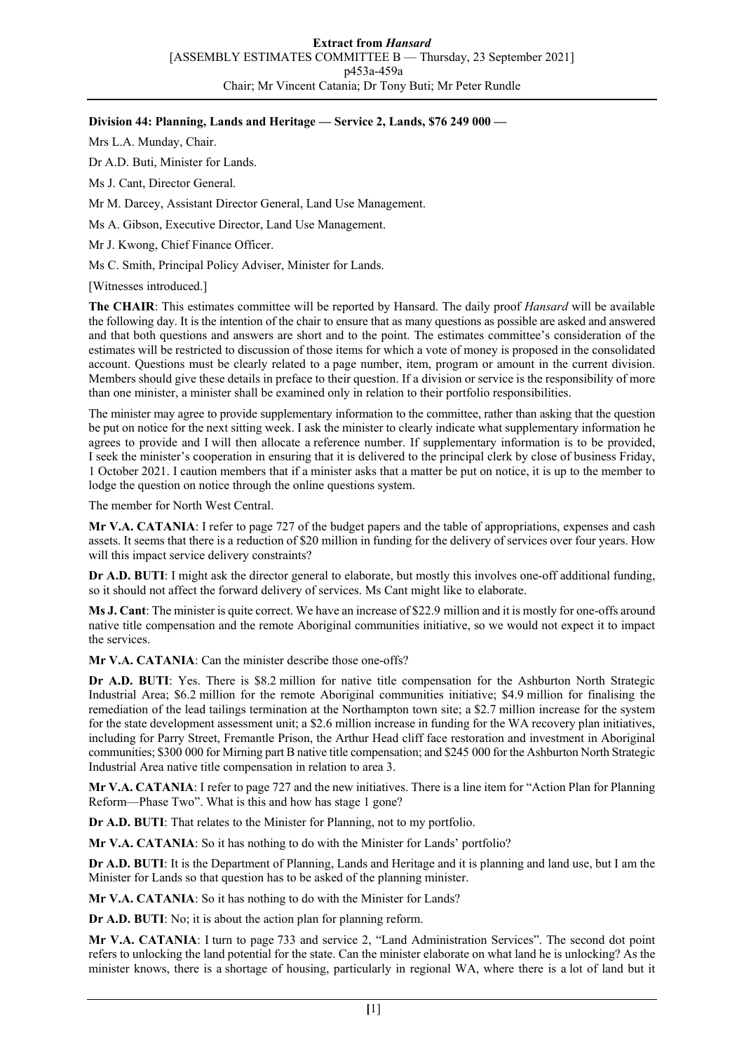**Division 44: Planning, Lands and Heritage — Service 2, Lands, $76 249 000 —**

Mrs L.A. Munday, Chair.

Dr A.D. Buti, Minister for Lands.

Ms J. Cant, Director General.

Mr M. Darcey, Assistant Director General, Land Use Management.

Ms A. Gibson, Executive Director, Land Use Management.

Mr J. Kwong, Chief Finance Officer.

Ms C. Smith, Principal Policy Adviser, Minister for Lands.

[Witnesses introduced.]

**The CHAIR**: This estimates committee will be reported by Hansard. The daily proof *Hansard* will be available the following day. It is the intention of the chair to ensure that as many questions as possible are asked and answered and that both questions and answers are short and to the point. The estimates committee's consideration of the estimates will be restricted to discussion of those items for which a vote of money is proposed in the consolidated account. Questions must be clearly related to a page number, item, program or amount in the current division. Members should give these details in preface to their question. If a division or service is the responsibility of more than one minister, a minister shall be examined only in relation to their portfolio responsibilities.

The minister may agree to provide supplementary information to the committee, rather than asking that the question be put on notice for the next sitting week. I ask the minister to clearly indicate what supplementary information he agrees to provide and I will then allocate a reference number. If supplementary information is to be provided, I seek the minister's cooperation in ensuring that it is delivered to the principal clerk by close of business Friday, 1 October 2021. I caution members that if a minister asks that a matter be put on notice, it is up to the member to lodge the question on notice through the online questions system.

The member for North West Central.

**Mr V.A. CATANIA**: I refer to page 727 of the budget papers and the table of appropriations, expenses and cash assets. It seems that there is a reduction of $20 million in funding for the delivery of services over four years. How will this impact service delivery constraints?

**Dr A.D. BUTI**: I might ask the director general to elaborate, but mostly this involves one-off additional funding, so it should not affect the forward delivery of services. Ms Cant might like to elaborate.

**Ms J. Cant**: The minister is quite correct. We have an increase of $22.9 million and it is mostly for one-offs around native title compensation and the remote Aboriginal communities initiative, so we would not expect it to impact the services.

**Mr V.A. CATANIA**: Can the minister describe those one-offs?

**Dr A.D. BUTI**: Yes. There is $8.2 million for native title compensation for the Ashburton North Strategic Industrial Area; $6.2 million for the remote Aboriginal communities initiative; $4.9 million for finalising the remediation of the lead tailings termination at the Northampton town site; a $2.7 million increase for the system for the state development assessment unit; a $2.6 million increase in funding for the WA recovery plan initiatives, including for Parry Street, Fremantle Prison, the Arthur Head cliff face restoration and investment in Aboriginal communities; $300 000 for Mirning part B native title compensation; and $245 000 for the Ashburton North Strategic Industrial Area native title compensation in relation to area 3.

**Mr V.A. CATANIA**: I refer to page 727 and the new initiatives. There is a line item for "Action Plan for Planning Reform—Phase Two". What is this and how has stage 1 gone?

**Dr A.D. BUTI**: That relates to the Minister for Planning, not to my portfolio.

**Mr V.A. CATANIA**: So it has nothing to do with the Minister for Lands' portfolio?

**Dr A.D. BUTI**: It is the Department of Planning, Lands and Heritage and it is planning and land use, but I am the Minister for Lands so that question has to be asked of the planning minister.

**Mr V.A. CATANIA**: So it has nothing to do with the Minister for Lands?

**Dr A.D. BUTI**: No; it is about the action plan for planning reform.

**Mr V.A. CATANIA**: I turn to page 733 and service 2, "Land Administration Services". The second dot point refers to unlocking the land potential for the state. Can the minister elaborate on what land he is unlocking? As the minister knows, there is a shortage of housing, particularly in regional WA, where there is a lot of land but it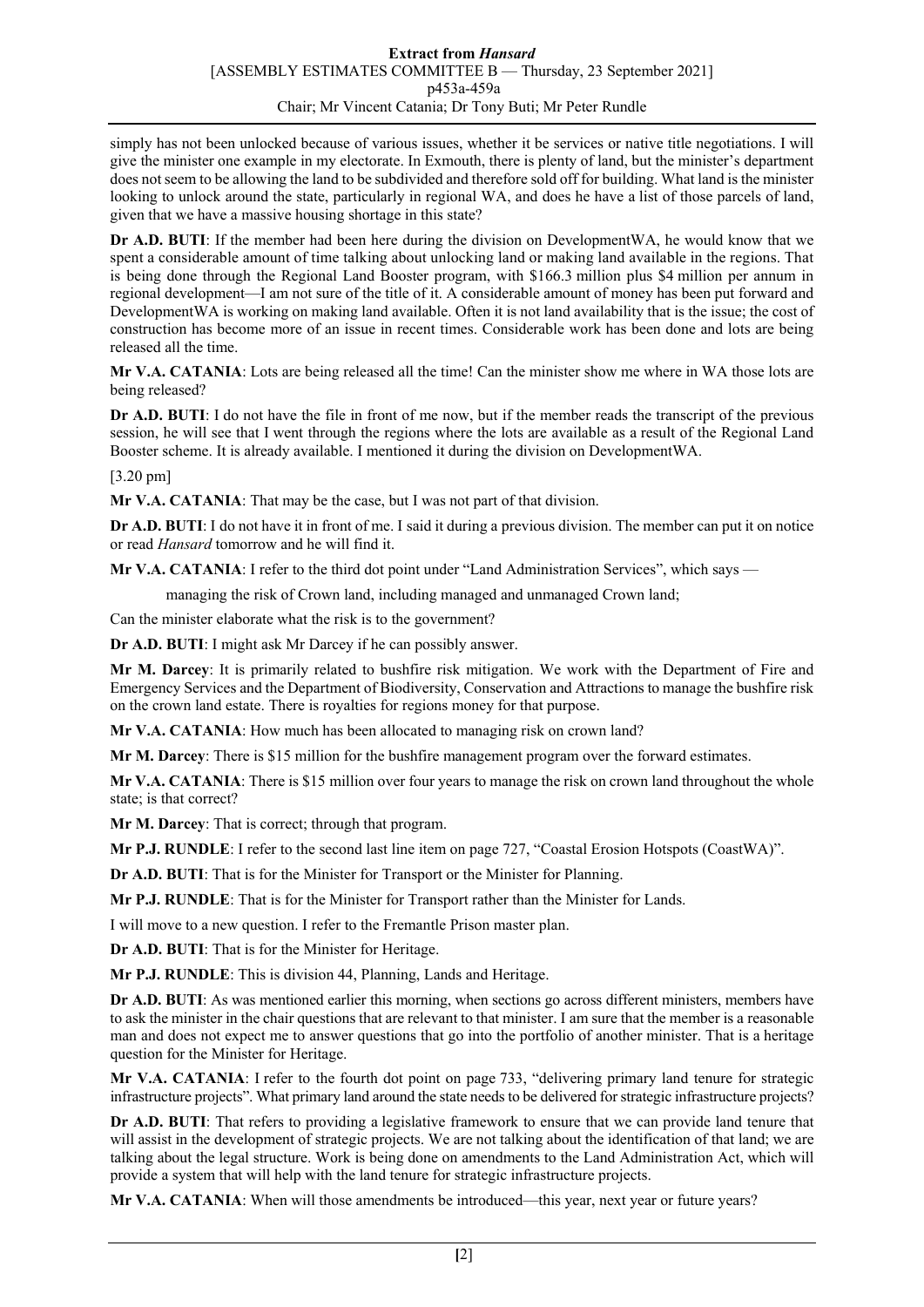simply has not been unlocked because of various issues, whether it be services or native title negotiations. I will give the minister one example in my electorate. In Exmouth, there is plenty of land, but the minister's department does not seem to be allowing the land to be subdivided and therefore sold off for building. What land is the minister looking to unlock around the state, particularly in regional WA, and does he have a list of those parcels of land, given that we have a massive housing shortage in this state?

**Dr A.D. BUTI**: If the member had been here during the division on DevelopmentWA, he would know that we spent a considerable amount of time talking about unlocking land or making land available in the regions. That is being done through the Regional Land Booster program, with $166.3 million plus $4 million per annum in regional development—I am not sure of the title of it. A considerable amount of money has been put forward and DevelopmentWA is working on making land available. Often it is not land availability that is the issue; the cost of construction has become more of an issue in recent times. Considerable work has been done and lots are being released all the time.

**Mr V.A. CATANIA**: Lots are being released all the time! Can the minister show me where in WA those lots are being released?

**Dr A.D. BUTI**: I do not have the file in front of me now, but if the member reads the transcript of the previous session, he will see that I went through the regions where the lots are available as a result of the Regional Land Booster scheme. It is already available. I mentioned it during the division on DevelopmentWA.

[3.20 pm]

**Mr V.A. CATANIA**: That may be the case, but I was not part of that division.

**Dr A.D. BUTI**: I do not have it in front of me. I said it during a previous division. The member can put it on notice or read *Hansard* tomorrow and he will find it.

**Mr V.A. CATANIA**: I refer to the third dot point under "Land Administration Services", which says —

> managing the risk of Crown land, including managed and unmanaged Crown land;

Can the minister elaborate what the risk is to the government?

**Dr A.D. BUTI**: I might ask Mr Darcey if he can possibly answer.

**Mr M. Darcey**: It is primarily related to bushfire risk mitigation. We work with the Department of Fire and Emergency Services and the Department of Biodiversity, Conservation and Attractions to manage the bushfire risk on the crown land estate. There is royalties for regions money for that purpose.

**Mr V.A. CATANIA**: How much has been allocated to managing risk on crown land?

**Mr M. Darcey**: There is $15 million for the bushfire management program over the forward estimates.

**Mr V.A. CATANIA**: There is $15 million over four years to manage the risk on crown land throughout the whole state; is that correct?

**Mr M. Darcey**: That is correct; through that program.

**Mr P.J. RUNDLE**: I refer to the second last line item on page 727, "Coastal Erosion Hotspots (CoastWA)".

**Dr A.D. BUTI**: That is for the Minister for Transport or the Minister for Planning.

**Mr P.J. RUNDLE**: That is for the Minister for Transport rather than the Minister for Lands.

I will move to a new question. I refer to the Fremantle Prison master plan.

**Dr A.D. BUTI**: That is for the Minister for Heritage.

**Mr P.J. RUNDLE**: This is division 44, Planning, Lands and Heritage.

**Dr A.D. BUTI**: As was mentioned earlier this morning, when sections go across different ministers, members have to ask the minister in the chair questions that are relevant to that minister. I am sure that the member is a reasonable man and does not expect me to answer questions that go into the portfolio of another minister. That is a heritage question for the Minister for Heritage.

**Mr V.A. CATANIA**: I refer to the fourth dot point on page 733, "delivering primary land tenure for strategic infrastructure projects". What primary land around the state needs to be delivered for strategic infrastructure projects?

**Dr A.D. BUTI**: That refers to providing a legislative framework to ensure that we can provide land tenure that will assist in the development of strategic projects. We are not talking about the identification of that land; we are talking about the legal structure. Work is being done on amendments to the Land Administration Act, which will provide a system that will help with the land tenure for strategic infrastructure projects.

**Mr V.A. CATANIA**: When will those amendments be introduced—this year, next year or future years?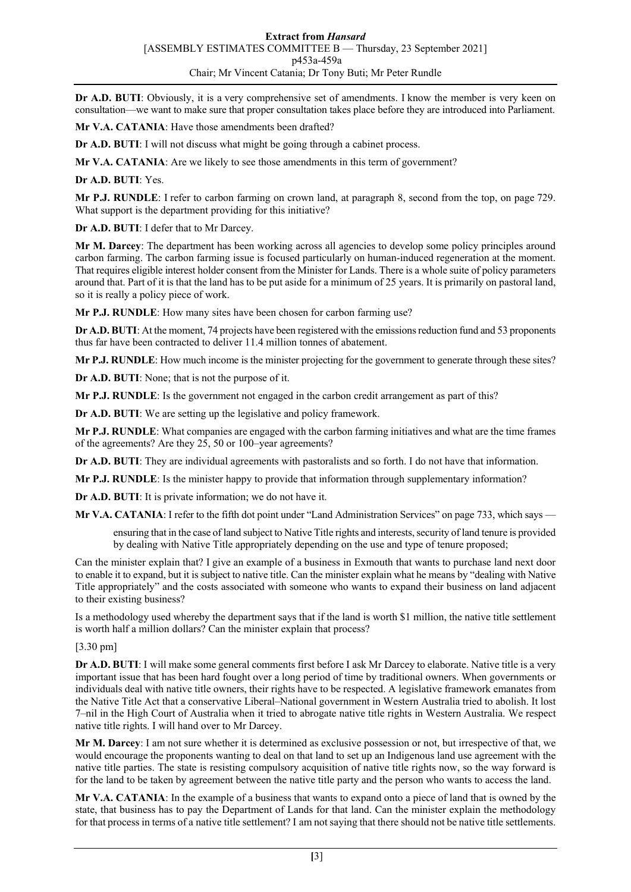**Dr A.D. BUTI**: Obviously, it is a very comprehensive set of amendments. I know the member is very keen on consultation—we want to make sure that proper consultation takes place before they are introduced into Parliament.

**Mr V.A. CATANIA**: Have those amendments been drafted?

**Dr A.D. BUTI**: I will not discuss what might be going through a cabinet process.

**Mr V.A. CATANIA**: Are we likely to see those amendments in this term of government?

**Dr A.D. BUTI**: Yes.

**Mr P.J. RUNDLE**: I refer to carbon farming on crown land, at paragraph 8, second from the top, on page 729. What support is the department providing for this initiative?

**Dr A.D. BUTI**: I defer that to Mr Darcey.

**Mr M. Darcey**: The department has been working across all agencies to develop some policy principles around carbon farming. The carbon farming issue is focused particularly on human-induced regeneration at the moment. That requires eligible interest holder consent from the Minister for Lands. There is a whole suite of policy parameters around that. Part of it is that the land has to be put aside for a minimum of 25 years. It is primarily on pastoral land, so it is really a policy piece of work.

**Mr P.J. RUNDLE**: How many sites have been chosen for carbon farming use?

**Dr A.D. BUTI**: At the moment, 74 projects have been registered with the emissions reduction fund and 53 proponents thus far have been contracted to deliver 11.4 million tonnes of abatement.

**Mr P.J. RUNDLE**: How much income is the minister projecting for the government to generate through these sites?

**Dr A.D. BUTI**: None; that is not the purpose of it.

**Mr P.J. RUNDLE**: Is the government not engaged in the carbon credit arrangement as part of this?

**Dr A.D. BUTI**: We are setting up the legislative and policy framework.

**Mr P.J. RUNDLE**: What companies are engaged with the carbon farming initiatives and what are the time frames of the agreements? Are they 25, 50 or 100–year agreements?

**Dr A.D. BUTI**: They are individual agreements with pastoralists and so forth. I do not have that information.

**Mr P.J. RUNDLE**: Is the minister happy to provide that information through supplementary information?

**Dr A.D. BUTI**: It is private information; we do not have it.

**Mr V.A. CATANIA**: I refer to the fifth dot point under "Land Administration Services" on page 733, which says —

> ensuring that in the case of land subject to Native Title rights and interests, security of land tenure is provided by dealing with Native Title appropriately depending on the use and type of tenure proposed;

Can the minister explain that? I give an example of a business in Exmouth that wants to purchase land next door to enable it to expand, but it is subject to native title. Can the minister explain what he means by "dealing with Native Title appropriately" and the costs associated with someone who wants to expand their business on land adjacent to their existing business?

Is a methodology used whereby the department says that if the land is worth $1 million, the native title settlement is worth half a million dollars? Can the minister explain that process?

[3.30 pm]

**Dr A.D. BUTI**: I will make some general comments first before I ask Mr Darcey to elaborate. Native title is a very important issue that has been hard fought over a long period of time by traditional owners. When governments or individuals deal with native title owners, their rights have to be respected. A legislative framework emanates from the Native Title Act that a conservative Liberal–National government in Western Australia tried to abolish. It lost 7–nil in the High Court of Australia when it tried to abrogate native title rights in Western Australia. We respect native title rights. I will hand over to Mr Darcey.

**Mr M. Darcey**: I am not sure whether it is determined as exclusive possession or not, but irrespective of that, we would encourage the proponents wanting to deal on that land to set up an Indigenous land use agreement with the native title parties. The state is resisting compulsory acquisition of native title rights now, so the way forward is for the land to be taken by agreement between the native title party and the person who wants to access the land.

**Mr V.A. CATANIA**: In the example of a business that wants to expand onto a piece of land that is owned by the state, that business has to pay the Department of Lands for that land. Can the minister explain the methodology for that process in terms of a native title settlement? I am not saying that there should not be native title settlements.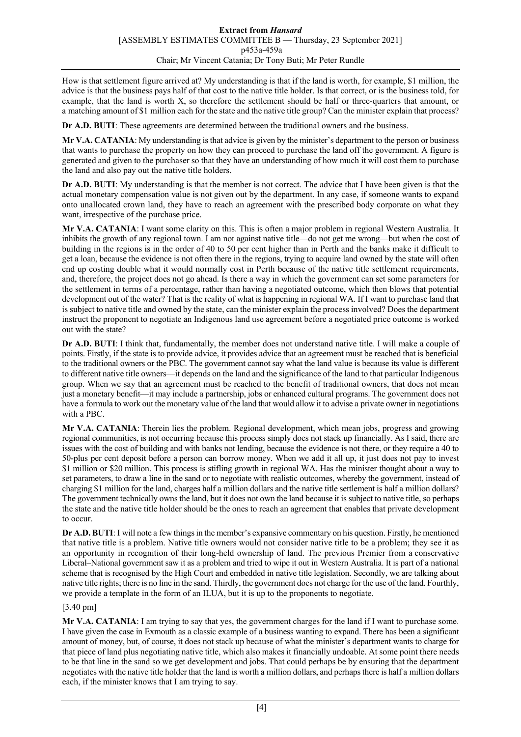How is that settlement figure arrived at? My understanding is that if the land is worth, for example, $1 million, the advice is that the business pays half of that cost to the native title holder. Is that correct, or is the business told, for example, that the land is worth X, so therefore the settlement should be half or three-quarters that amount, or a matching amount of $1 million each for the state and the native title group? Can the minister explain that process?

**Dr A.D. BUTI**: These agreements are determined between the traditional owners and the business.

**Mr V.A. CATANIA**: My understanding is that advice is given by the minister's department to the person or business that wants to purchase the property on how they can proceed to purchase the land off the government. A figure is generated and given to the purchaser so that they have an understanding of how much it will cost them to purchase the land and also pay out the native title holders.

**Dr A.D. BUTI**: My understanding is that the member is not correct. The advice that I have been given is that the actual monetary compensation value is not given out by the department. In any case, if someone wants to expand onto unallocated crown land, they have to reach an agreement with the prescribed body corporate on what they want, irrespective of the purchase price.

**Mr V.A. CATANIA**: I want some clarity on this. This is often a major problem in regional Western Australia. It inhibits the growth of any regional town. I am not against native title—do not get me wrong—but when the cost of building in the regions is in the order of 40 to 50 per cent higher than in Perth and the banks make it difficult to get a loan, because the evidence is not often there in the regions, trying to acquire land owned by the state will often end up costing double what it would normally cost in Perth because of the native title settlement requirements, and, therefore, the project does not go ahead. Is there a way in which the government can set some parameters for the settlement in terms of a percentage, rather than having a negotiated outcome, which then blows that potential development out of the water? That is the reality of what is happening in regional WA. If I want to purchase land that is subject to native title and owned by the state, can the minister explain the process involved? Does the department instruct the proponent to negotiate an Indigenous land use agreement before a negotiated price outcome is worked out with the state?

**Dr A.D. BUTI**: I think that, fundamentally, the member does not understand native title. I will make a couple of points. Firstly, if the state is to provide advice, it provides advice that an agreement must be reached that is beneficial to the traditional owners or the PBC. The government cannot say what the land value is because its value is different to different native title owners—it depends on the land and the significance of the land to that particular Indigenous group. When we say that an agreement must be reached to the benefit of traditional owners, that does not mean just a monetary benefit—it may include a partnership, jobs or enhanced cultural programs. The government does not have a formula to work out the monetary value of the land that would allow it to advise a private owner in negotiations with a PBC.

**Mr V.A. CATANIA**: Therein lies the problem. Regional development, which mean jobs, progress and growing regional communities, is not occurring because this process simply does not stack up financially. As I said, there are issues with the cost of building and with banks not lending, because the evidence is not there, or they require a 40 to 50-plus per cent deposit before a person can borrow money. When we add it all up, it just does not pay to invest $1 million or $20 million. This process is stifling growth in regional WA. Has the minister thought about a way to set parameters, to draw a line in the sand or to negotiate with realistic outcomes, whereby the government, instead of charging $1 million for the land, charges half a million dollars and the native title settlement is half a million dollars? The government technically owns the land, but it does not own the land because it is subject to native title, so perhaps the state and the native title holder should be the ones to reach an agreement that enables that private development to occur.

**Dr A.D. BUTI**: I will note a few things in the member's expansive commentary on his question. Firstly, he mentioned that native title is a problem. Native title owners would not consider native title to be a problem; they see it as an opportunity in recognition of their long-held ownership of land. The previous Premier from a conservative Liberal–National government saw it as a problem and tried to wipe it out in Western Australia. It is part of a national scheme that is recognised by the High Court and embedded in native title legislation. Secondly, we are talking about native title rights; there is no line in the sand. Thirdly, the government does not charge for the use of the land. Fourthly, we provide a template in the form of an ILUA, but it is up to the proponents to negotiate.

[3.40 pm]

**Mr V.A. CATANIA**: I am trying to say that yes, the government charges for the land if I want to purchase some. I have given the case in Exmouth as a classic example of a business wanting to expand. There has been a significant amount of money, but, of course, it does not stack up because of what the minister's department wants to charge for that piece of land plus negotiating native title, which also makes it financially undoable. At some point there needs to be that line in the sand so we get development and jobs. That could perhaps be by ensuring that the department negotiates with the native title holder that the land is worth a million dollars, and perhaps there is half a million dollars each, if the minister knows that I am trying to say.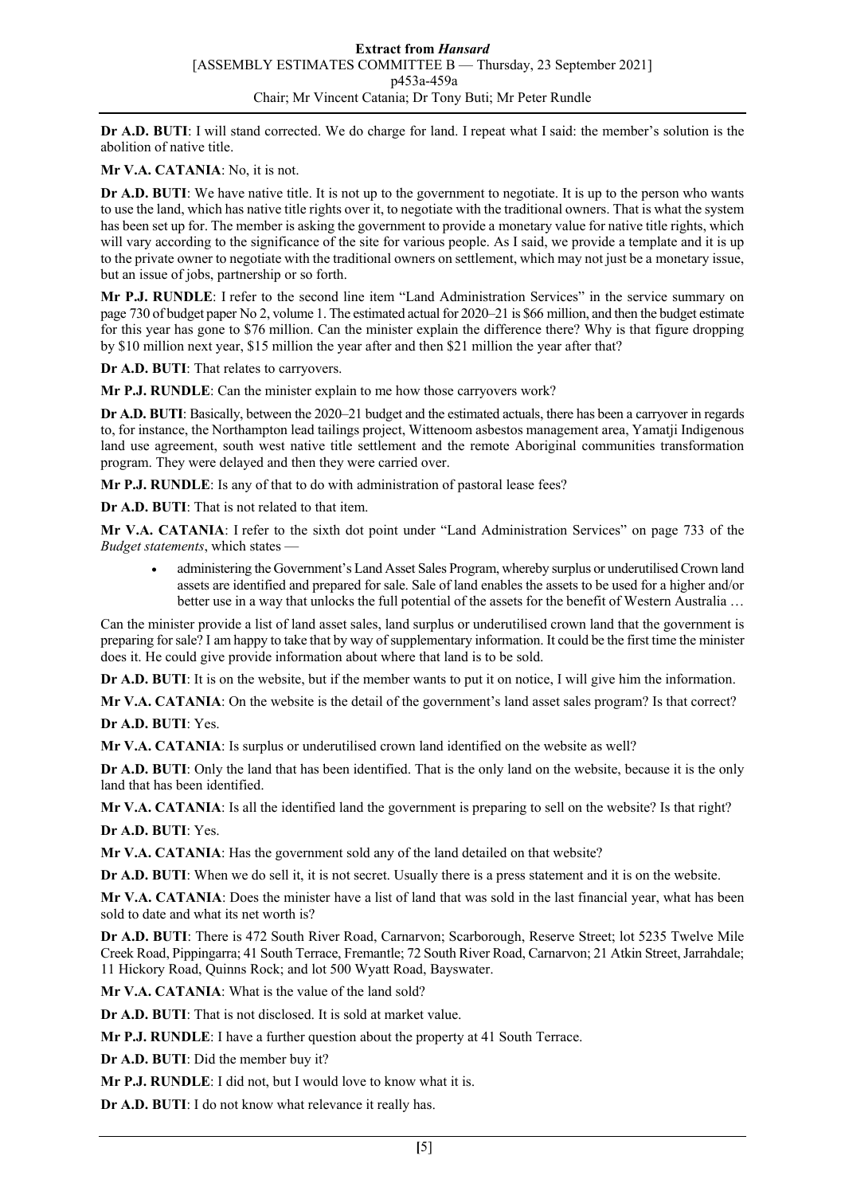**Dr A.D. BUTI**: I will stand corrected. We do charge for land. I repeat what I said: the member's solution is the abolition of native title.

**Mr V.A. CATANIA**: No, it is not.

**Dr A.D. BUTI**: We have native title. It is not up to the government to negotiate. It is up to the person who wants to use the land, which has native title rights over it, to negotiate with the traditional owners. That is what the system has been set up for. The member is asking the government to provide a monetary value for native title rights, which will vary according to the significance of the site for various people. As I said, we provide a template and it is up to the private owner to negotiate with the traditional owners on settlement, which may not just be a monetary issue, but an issue of jobs, partnership or so forth.

**Mr P.J. RUNDLE**: I refer to the second line item "Land Administration Services" in the service summary on page 730 of budget paper No 2, volume 1. The estimated actual for 2020–21 is $66 million, and then the budget estimate for this year has gone to $76 million. Can the minister explain the difference there? Why is that figure dropping by $10 million next year, $15 million the year after and then $21 million the year after that?

**Dr A.D. BUTI**: That relates to carryovers.

**Mr P.J. RUNDLE**: Can the minister explain to me how those carryovers work?

**Dr A.D. BUTI**: Basically, between the 2020–21 budget and the estimated actuals, there has been a carryover in regards to, for instance, the Northampton lead tailings project, Wittenoom asbestos management area, Yamatji Indigenous land use agreement, south west native title settlement and the remote Aboriginal communities transformation program. They were delayed and then they were carried over.

**Mr P.J. RUNDLE**: Is any of that to do with administration of pastoral lease fees?

**Dr A.D. BUTI**: That is not related to that item.

**Mr V.A. CATANIA**: I refer to the sixth dot point under "Land Administration Services" on page 733 of the *Budget statements*, which states —

- administering the Government's Land Asset Sales Program, whereby surplus or underutilised Crown land assets are identified and prepared for sale. Sale of land enables the assets to be used for a higher and/or better use in a way that unlocks the full potential of the assets for the benefit of Western Australia …

Can the minister provide a list of land asset sales, land surplus or underutilised crown land that the government is preparing for sale? I am happy to take that by way of supplementary information. It could be the first time the minister does it. He could give provide information about where that land is to be sold.

**Dr A.D. BUTI**: It is on the website, but if the member wants to put it on notice, I will give him the information.

**Mr V.A. CATANIA**: On the website is the detail of the government's land asset sales program? Is that correct?

**Dr A.D. BUTI**: Yes.

**Mr V.A. CATANIA**: Is surplus or underutilised crown land identified on the website as well?

**Dr A.D. BUTI**: Only the land that has been identified. That is the only land on the website, because it is the only land that has been identified.

**Mr V.A. CATANIA**: Is all the identified land the government is preparing to sell on the website? Is that right?

**Dr A.D. BUTI**: Yes.

**Mr V.A. CATANIA**: Has the government sold any of the land detailed on that website?

**Dr A.D. BUTI**: When we do sell it, it is not secret. Usually there is a press statement and it is on the website.

**Mr V.A. CATANIA**: Does the minister have a list of land that was sold in the last financial year, what has been sold to date and what its net worth is?

**Dr A.D. BUTI**: There is 472 South River Road, Carnarvon; Scarborough, Reserve Street; lot 5235 Twelve Mile Creek Road, Pippingarra; 41 South Terrace, Fremantle; 72 South River Road, Carnarvon; 21 Atkin Street, Jarrahdale; 11 Hickory Road, Quinns Rock; and lot 500 Wyatt Road, Bayswater.

**Mr V.A. CATANIA**: What is the value of the land sold?

**Dr A.D. BUTI**: That is not disclosed. It is sold at market value.

**Mr P.J. RUNDLE**: I have a further question about the property at 41 South Terrace.

**Dr A.D. BUTI**: Did the member buy it?

**Mr P.J. RUNDLE**: I did not, but I would love to know what it is.

**Dr A.D. BUTI**: I do not know what relevance it really has.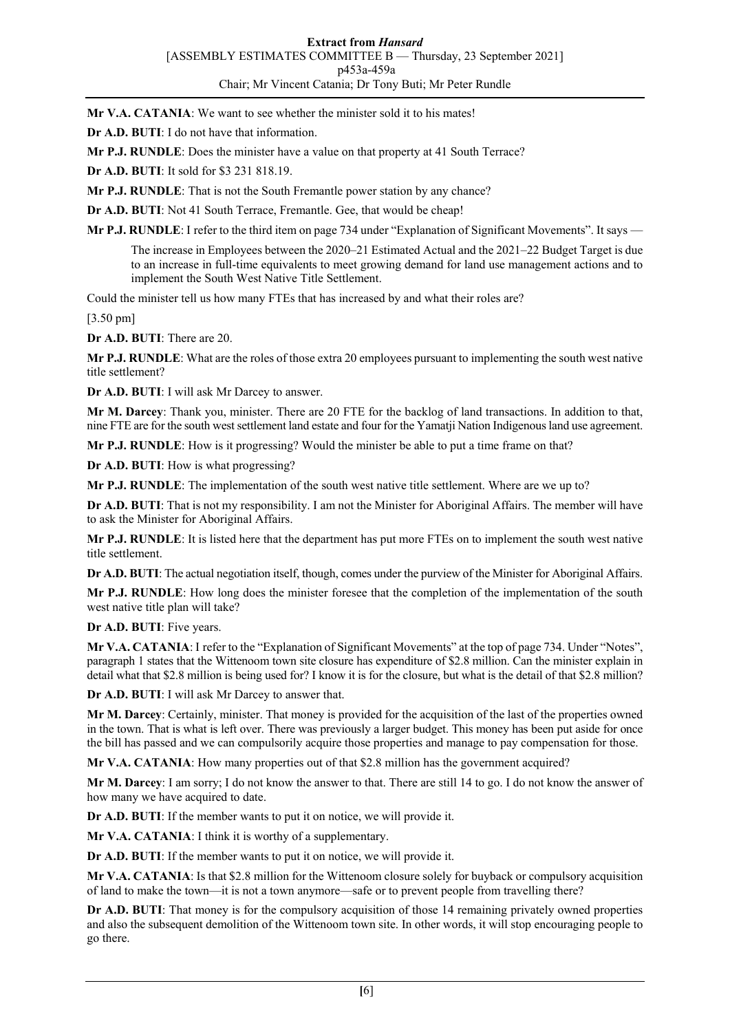**Mr V.A. CATANIA**: We want to see whether the minister sold it to his mates!

**Dr A.D. BUTI**: I do not have that information.

**Mr P.J. RUNDLE**: Does the minister have a value on that property at 41 South Terrace?

**Dr A.D. BUTI**: It sold for $3 231 818.19.

**Mr P.J. RUNDLE**: That is not the South Fremantle power station by any chance?

**Dr A.D. BUTI**: Not 41 South Terrace, Fremantle. Gee, that would be cheap!

**Mr P.J. RUNDLE**: I refer to the third item on page 734 under "Explanation of Significant Movements". It says —

> The increase in Employees between the 2020–21 Estimated Actual and the 2021–22 Budget Target is due to an increase in full-time equivalents to meet growing demand for land use management actions and to implement the South West Native Title Settlement.

Could the minister tell us how many FTEs that has increased by and what their roles are?

[3.50 pm]

**Dr A.D. BUTI**: There are 20.

**Mr P.J. RUNDLE**: What are the roles of those extra 20 employees pursuant to implementing the south west native title settlement?

**Dr A.D. BUTI**: I will ask Mr Darcey to answer.

**Mr M. Darcey**: Thank you, minister. There are 20 FTE for the backlog of land transactions. In addition to that, nine FTE are for the south west settlement land estate and four for the Yamatji Nation Indigenous land use agreement.

**Mr P.J. RUNDLE**: How is it progressing? Would the minister be able to put a time frame on that?

**Dr A.D. BUTI**: How is what progressing?

**Mr P.J. RUNDLE**: The implementation of the south west native title settlement. Where are we up to?

**Dr A.D. BUTI**: That is not my responsibility. I am not the Minister for Aboriginal Affairs. The member will have to ask the Minister for Aboriginal Affairs.

**Mr P.J. RUNDLE**: It is listed here that the department has put more FTEs on to implement the south west native title settlement.

**Dr A.D. BUTI**: The actual negotiation itself, though, comes under the purview of the Minister for Aboriginal Affairs.

**Mr P.J. RUNDLE**: How long does the minister foresee that the completion of the implementation of the south west native title plan will take?

**Dr A.D. BUTI**: Five years.

**Mr V.A. CATANIA**: I refer to the "Explanation of Significant Movements" at the top of page 734. Under "Notes", paragraph 1 states that the Wittenoom town site closure has expenditure of $2.8 million. Can the minister explain in detail what that $2.8 million is being used for? I know it is for the closure, but what is the detail of that $2.8 million?

**Dr A.D. BUTI**: I will ask Mr Darcey to answer that.

**Mr M. Darcey**: Certainly, minister. That money is provided for the acquisition of the last of the properties owned in the town. That is what is left over. There was previously a larger budget. This money has been put aside for once the bill has passed and we can compulsorily acquire those properties and manage to pay compensation for those.

**Mr V.A. CATANIA**: How many properties out of that $2.8 million has the government acquired?

**Mr M. Darcey**: I am sorry; I do not know the answer to that. There are still 14 to go. I do not know the answer of how many we have acquired to date.

**Dr A.D. BUTI**: If the member wants to put it on notice, we will provide it.

**Mr V.A. CATANIA**: I think it is worthy of a supplementary.

**Dr A.D. BUTI**: If the member wants to put it on notice, we will provide it.

**Mr V.A. CATANIA**: Is that $2.8 million for the Wittenoom closure solely for buyback or compulsory acquisition of land to make the town—it is not a town anymore—safe or to prevent people from travelling there?

**Dr A.D. BUTI**: That money is for the compulsory acquisition of those 14 remaining privately owned properties and also the subsequent demolition of the Wittenoom town site. In other words, it will stop encouraging people to go there.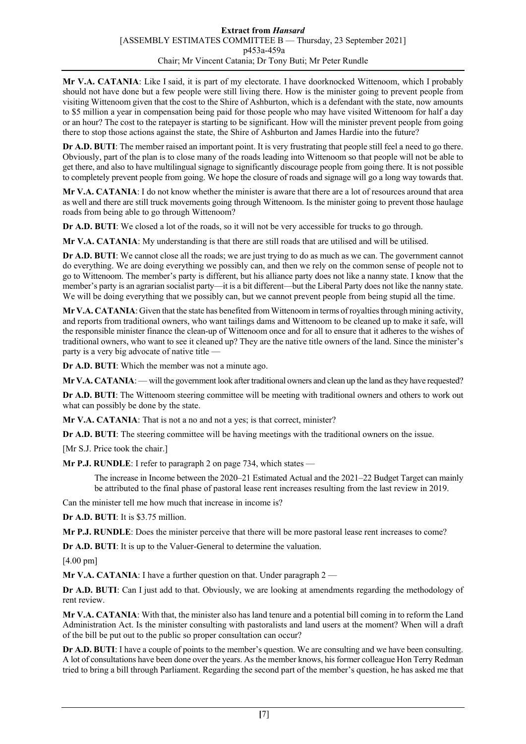**Mr V.A. CATANIA**: Like I said, it is part of my electorate. I have doorknocked Wittenoom, which I probably should not have done but a few people were still living there. How is the minister going to prevent people from visiting Wittenoom given that the cost to the Shire of Ashburton, which is a defendant with the state, now amounts to $5 million a year in compensation being paid for those people who may have visited Wittenoom for half a day or an hour? The cost to the ratepayer is starting to be significant. How will the minister prevent people from going there to stop those actions against the state, the Shire of Ashburton and James Hardie into the future?

**Dr A.D. BUTI**: The member raised an important point. It is very frustrating that people still feel a need to go there. Obviously, part of the plan is to close many of the roads leading into Wittenoom so that people will not be able to get there, and also to have multilingual signage to significantly discourage people from going there. It is not possible to completely prevent people from going. We hope the closure of roads and signage will go a long way towards that.

**Mr V.A. CATANIA**: I do not know whether the minister is aware that there are a lot of resources around that area as well and there are still truck movements going through Wittenoom. Is the minister going to prevent those haulage roads from being able to go through Wittenoom?

**Dr A.D. BUTI**: We closed a lot of the roads, so it will not be very accessible for trucks to go through.

**Mr V.A. CATANIA**: My understanding is that there are still roads that are utilised and will be utilised.

**Dr A.D. BUTI**: We cannot close all the roads; we are just trying to do as much as we can. The government cannot do everything. We are doing everything we possibly can, and then we rely on the common sense of people not to go to Wittenoom. The member's party is different, but his alliance party does not like a nanny state. I know that the member's party is an agrarian socialist party—it is a bit different—but the Liberal Party does not like the nanny state. We will be doing everything that we possibly can, but we cannot prevent people from being stupid all the time.

**Mr V.A. CATANIA**: Given that the state has benefited from Wittenoom in terms of royalties through mining activity, and reports from traditional owners, who want tailings dams and Wittenoom to be cleaned up to make it safe, will the responsible minister finance the clean-up of Wittenoom once and for all to ensure that it adheres to the wishes of traditional owners, who want to see it cleaned up? They are the native title owners of the land. Since the minister's party is a very big advocate of native title —

**Dr A.D. BUTI**: Which the member was not a minute ago.

**Mr V.A. CATANIA**: — will the government look after traditional owners and clean up the land as they have requested?

**Dr A.D. BUTI**: The Wittenoom steering committee will be meeting with traditional owners and others to work out what can possibly be done by the state.

**Mr V.A. CATANIA**: That is not a no and not a yes; is that correct, minister?

**Dr A.D. BUTI**: The steering committee will be having meetings with the traditional owners on the issue.

[Mr S.J. Price took the chair.]

**Mr P.J. RUNDLE**: I refer to paragraph 2 on page 734, which states —

> The increase in Income between the 2020–21 Estimated Actual and the 2021–22 Budget Target can mainly be attributed to the final phase of pastoral lease rent increases resulting from the last review in 2019.

Can the minister tell me how much that increase in income is?

**Dr A.D. BUTI**: It is $3.75 million.

**Mr P.J. RUNDLE**: Does the minister perceive that there will be more pastoral lease rent increases to come?

**Dr A.D. BUTI**: It is up to the Valuer-General to determine the valuation.

[4.00 pm]

**Mr V.A. CATANIA**: I have a further question on that. Under paragraph 2 —

**Dr A.D. BUTI**: Can I just add to that. Obviously, we are looking at amendments regarding the methodology of rent review.

**Mr V.A. CATANIA**: With that, the minister also has land tenure and a potential bill coming in to reform the Land Administration Act. Is the minister consulting with pastoralists and land users at the moment? When will a draft of the bill be put out to the public so proper consultation can occur?

**Dr A.D. BUTI**: I have a couple of points to the member's question. We are consulting and we have been consulting. A lot of consultations have been done over the years. As the member knows, his former colleague Hon Terry Redman tried to bring a bill through Parliament. Regarding the second part of the member's question, he has asked me that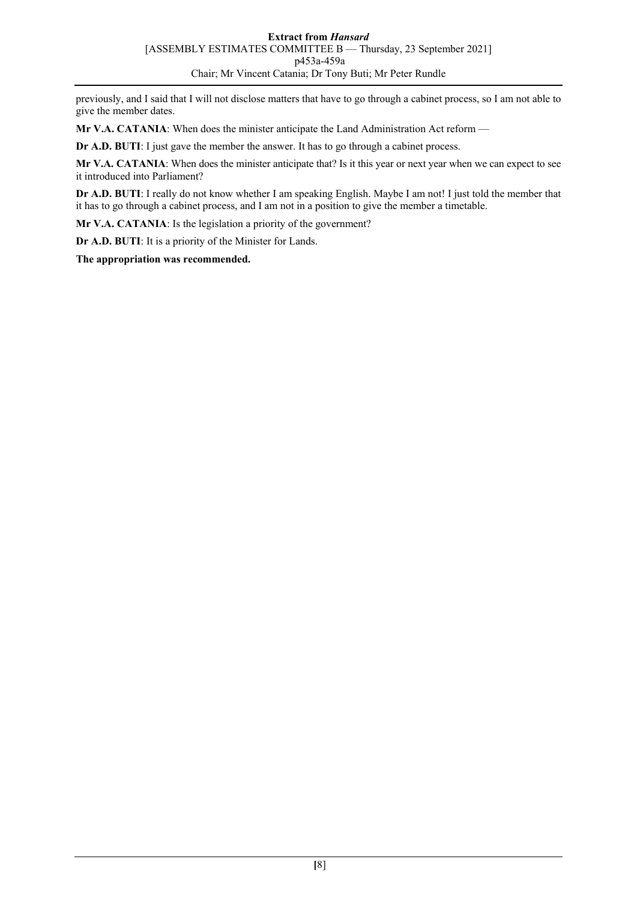previously, and I said that I will not disclose matters that have to go through a cabinet process, so I am not able to give the member dates.

**Mr V.A. CATANIA**: When does the minister anticipate the Land Administration Act reform —

**Dr A.D. BUTI**: I just gave the member the answer. It has to go through a cabinet process.

**Mr V.A. CATANIA**: When does the minister anticipate that? Is it this year or next year when we can expect to see it introduced into Parliament?

**Dr A.D. BUTI**: I really do not know whether I am speaking English. Maybe I am not! I just told the member that it has to go through a cabinet process, and I am not in a position to give the member a timetable.

**Mr V.A. CATANIA**: Is the legislation a priority of the government?

**Dr A.D. BUTI**: It is a priority of the Minister for Lands.

**The appropriation was recommended.**